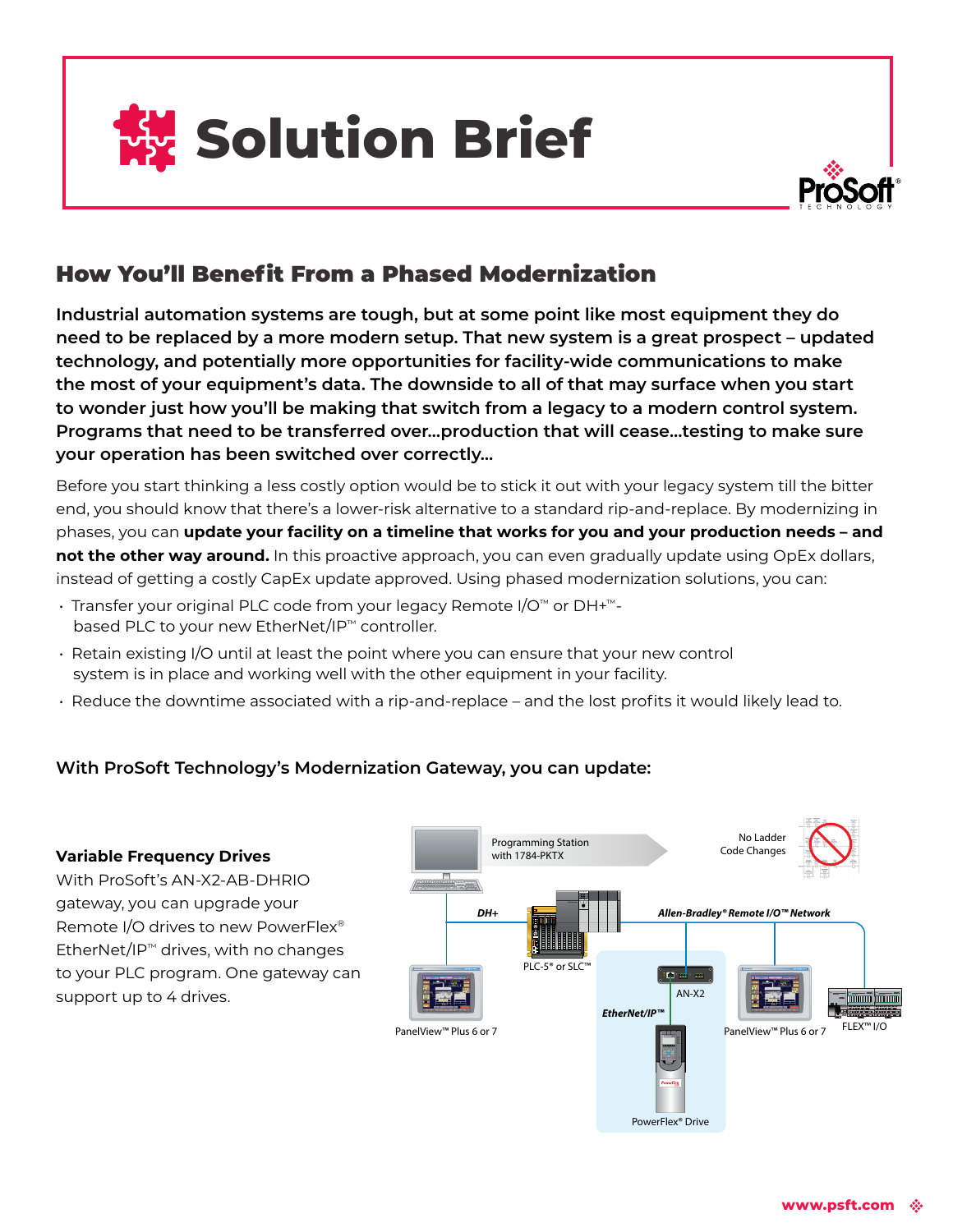# Solution Brief

## How You'll Benefit From a Phased Modernization

**Industrial automation systems are tough, but at some point like most equipment they do need to be replaced by a more modern setup. That new system is a great prospect – updated technology, and potentially more opportunities for facility-wide communications to make the most of your equipment's data. The downside to all of that may surface when you start to wonder just how you'll be making that switch from a legacy to a modern control system. Programs that need to be transferred over...production that will cease...testing to make sure your operation has been switched over correctly...**

Before you start thinking a less costly option would be to stick it out with your legacy system till the bitter end, you should know that there's a lower-risk alternative to a standard rip-and-replace. By modernizing in phases, you can **update your facility on a timeline that works for you and your production needs – and not the other way around.** In this proactive approach, you can even gradually update using OpEx dollars, instead of getting a costly CapEx update approved. Using phased modernization solutions, you can:

- Transfer your original PLC code from your legacy Remote I/O™ or DH+™-based PLC to your new EtherNet/IP™ controller.
- Retain existing I/O until at least the point where you can ensure that your new control system is in place and working well with the other equipment in your facility.
- Reduce the downtime associated with a rip-and-replace – and the lost profits it would likely lead to.

**With ProSoft Technology's Modernization Gateway, you can update:**

**Variable Frequency Drives**

With ProSoft's AN-X2-AB-DHRIO gateway, you can upgrade your Remote I/O drives to new PowerFlex® EtherNet/IP™ drives, with no changes to your PLC program. One gateway can support up to 4 drives.

Programming Station with 1784-PKTX
No Ladder Code Changes
DH+
Allen-Bradley® Remote I/O™ Network
PLC-5® or SLC™
AN-X2
EtherNet/IP™
PanelView™ Plus 6 or 7
PanelView™ Plus 6 or 7
FLEX™ I/O
PowerFlex® Drive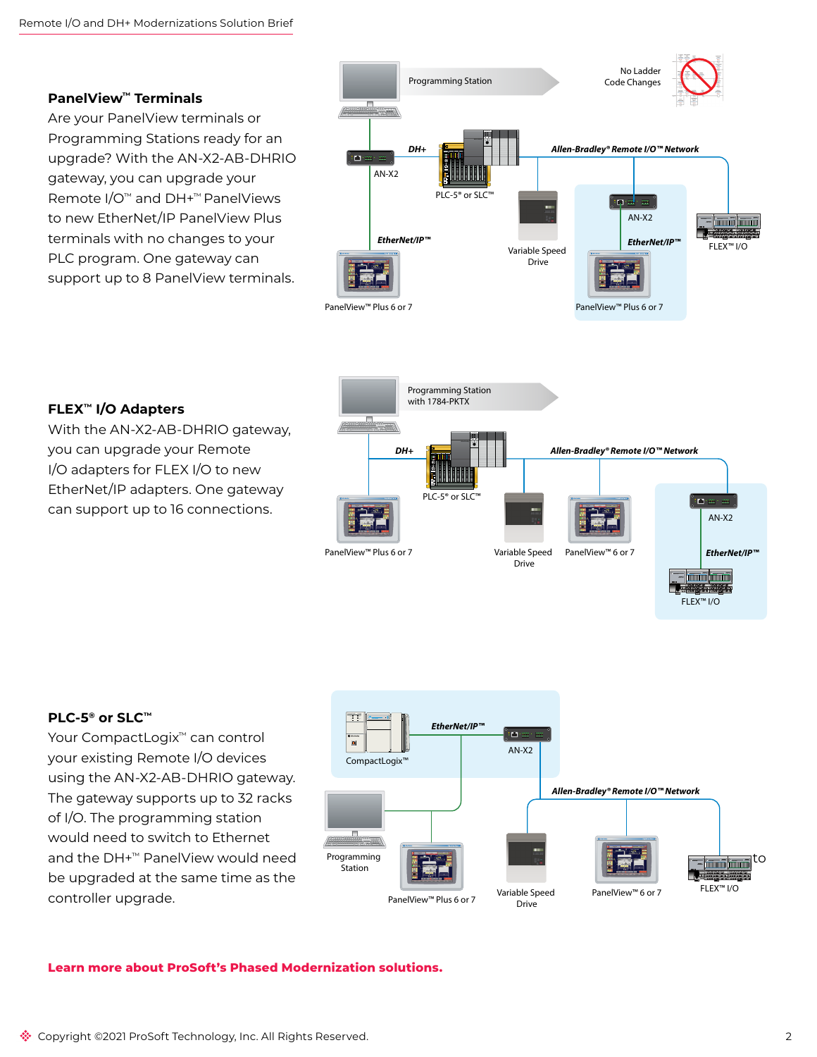## PanelView™ Terminals

Are your PanelView terminals or Programming Stations ready for an upgrade? With the AN-X2-AB-DHRIO gateway, you can upgrade your Remote I/O™ and DH+™ PanelViews to new EtherNet/IP PanelView Plus terminals with no changes to your PLC program. One gateway can support up to 8 PanelView terminals.

## FLEX™ I/O Adapters

With the AN-X2-AB-DHRIO gateway, you can upgrade your Remote I/O adapters for FLEX I/O to new EtherNet/IP adapters. One gateway can support up to 16 connections.

## PLC-5® or SLC™

Your CompactLogix™ can control your existing Remote I/O devices using the AN-X2-AB-DHRIO gateway. The gateway supports up to 32 racks of I/O. The programming station would need to switch to Ethernet and the DH+™ PanelView would need be upgraded at the same time as the controller upgrade.

**Learn more about ProSoft's Phased Modernization solutions.**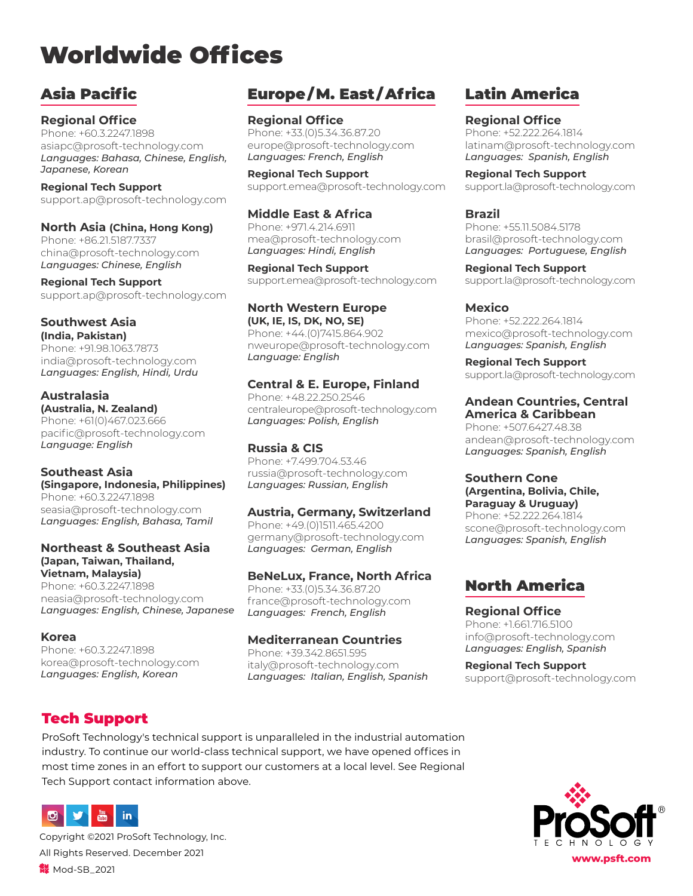# Worldwide Offices

## Asia Pacific

### Regional Office
Phone: +60.3.2247.1898
asiapc@prosoft-technology.com
*Languages: Bahasa, Chinese, English, Japanese, Korean*

**Regional Tech Support**
support.ap@prosoft-technology.com

### North Asia (China, Hong Kong)
Phone: +86.21.5187.7337
china@prosoft-technology.com
*Languages: Chinese, English*

**Regional Tech Support**
support.ap@prosoft-technology.com

### Southwest Asia
**(India, Pakistan)**
Phone: +91.98.1063.7873
india@prosoft-technology.com
*Languages: English, Hindi, Urdu*

### Australasia
**(Australia, N. Zealand)**
Phone: +61(0)467.023.666
pacific@prosoft-technology.com
*Language: English*

### Southeast Asia
**(Singapore, Indonesia, Philippines)**
Phone: +60.3.2247.1898
seasia@prosoft-technology.com
*Languages: English, Bahasa, Tamil*

### Northeast & Southeast Asia
**(Japan, Taiwan, Thailand, Vietnam, Malaysia)**
Phone: +60.3.2247.1898
neasia@prosoft-technology.com
*Languages: English, Chinese, Japanese*

### Korea
Phone: +60.3.2247.1898
korea@prosoft-technology.com
*Languages: English, Korean*

## Europe/M. East/Africa

### Regional Office
Phone: +33.(0)5.34.36.87.20
europe@prosoft-technology.com
*Languages: French, English*

**Regional Tech Support**
support.emea@prosoft-technology.com

### Middle East & Africa
Phone: +971.4.214.6911
mea@prosoft-technology.com
*Languages: Hindi, English*

**Regional Tech Support**
support.emea@prosoft-technology.com

### North Western Europe
**(UK, IE, IS, DK, NO, SE)**
Phone: +44.(0)7415.864.902
nweurope@prosoft-technology.com
*Language: English*

### Central & E. Europe, Finland
Phone: +48.22.250.2546
centraleurope@prosoft-technology.com
*Languages: Polish, English*

### Russia & CIS
Phone: +7.499.704.53.46
russia@prosoft-technology.com
*Languages: Russian, English*

### Austria, Germany, Switzerland
Phone: +49.(0)1511.465.4200
germany@prosoft-technology.com
*Languages: German, English*

### BeNeLux, France, North Africa
Phone: +33.(0)5.34.36.87.20
france@prosoft-technology.com
*Languages: French, English*

### Mediterranean Countries
Phone: +39.342.8651.595
italy@prosoft-technology.com
*Languages: Italian, English, Spanish*

## Latin America

### Regional Office
Phone: +52.222.264.1814
latinam@prosoft-technology.com
*Languages: Spanish, English*

**Regional Tech Support**
support.la@prosoft-technology.com

### Brazil
Phone: +55.11.5084.5178
brasil@prosoft-technology.com
*Languages: Portuguese, English*

**Regional Tech Support**
support.la@prosoft-technology.com

### Mexico
Phone: +52.222.264.1814
mexico@prosoft-technology.com
*Languages: Spanish, English*

**Regional Tech Support**
support.la@prosoft-technology.com

### Andean Countries, Central America & Caribbean
Phone: +507.6427.48.38
andean@prosoft-technology.com
*Languages: Spanish, English*

### Southern Cone
**(Argentina, Bolivia, Chile, Paraguay & Uruguay)**
Phone: +52.222.264.1814
scone@prosoft-technology.com
*Languages: Spanish, English*

## North America

### Regional Office
Phone: +1.661.716.5100
info@prosoft-technology.com
*Languages: English, Spanish*

**Regional Tech Support**
support@prosoft-technology.com

## Tech Support

ProSoft Technology's technical support is unparalleled in the industrial automation industry. To continue our world-class technical support, we have opened offices in most time zones in an effort to support our customers at a local level. See Regional Tech Support contact information above.

Copyright ©2021 ProSoft Technology, Inc.
All Rights Reserved. December 2021
Mod-SB_2021

ProSoft® TECHNOLOGY
www.psft.com